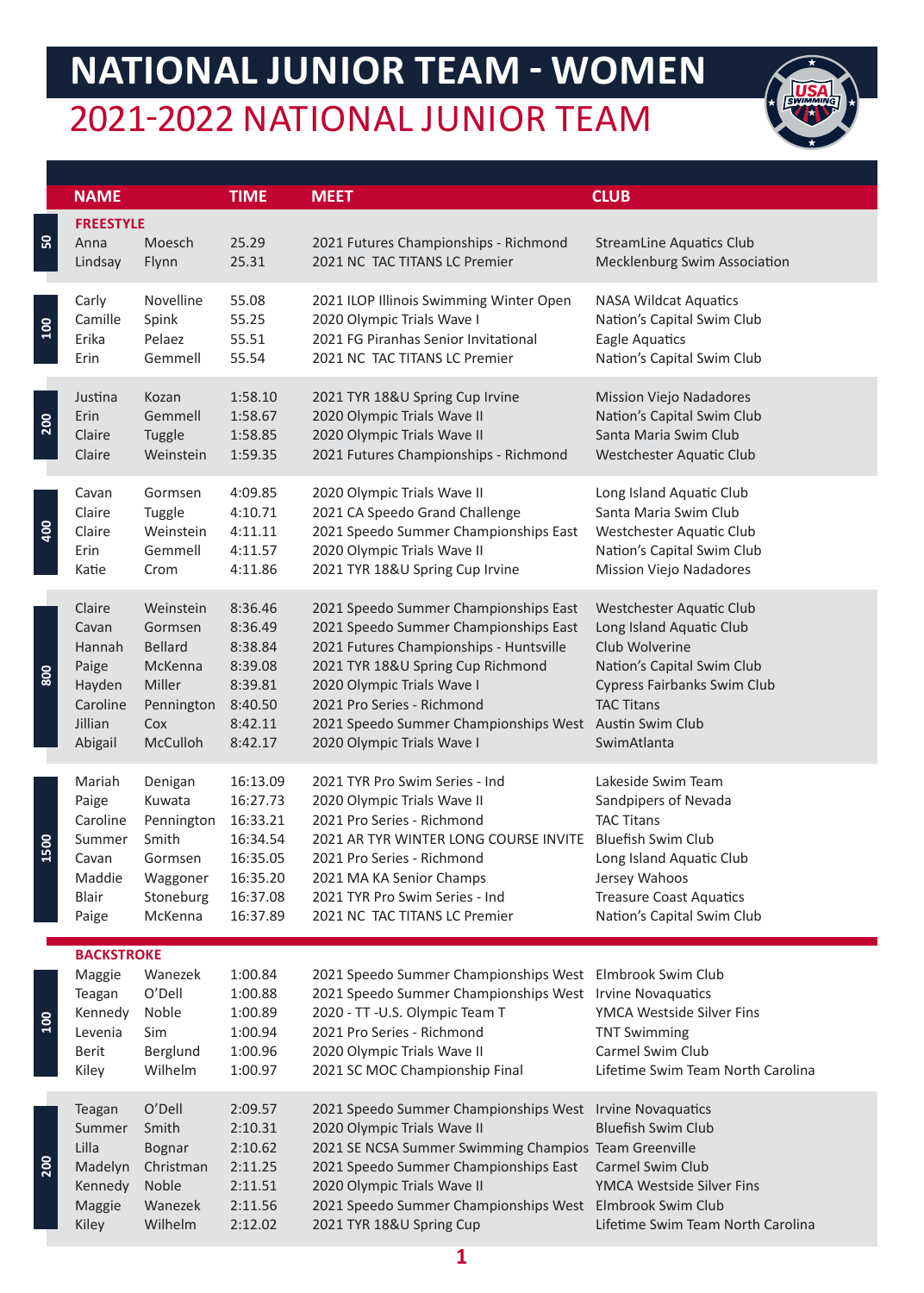# NATIONAL JUNIOR TEAM - WOMEN

## 2021-2022 NATIONAL JUNIOR TEAM

| | NAME | | TIME | MEET | CLUB |
|---|---|---|---|---|---|
| | **FREESTYLE** | | | | |
| 50 | Anna | Moesch | 25.29 | 2021 Futures Championships - Richmond | StreamLine Aquatics Club |
| | Lindsay | Flynn | 25.31 | 2021 NC TAC TITANS LC Premier | Mecklenburg Swim Association |
| 100 | Carly | Novelline | 55.08 | 2021 ILOP Illinois Swimming Winter Open | NASA Wildcat Aquatics |
| | Camille | Spink | 55.25 | 2020 Olympic Trials Wave I | Nation's Capital Swim Club |
| | Erika | Pelaez | 55.51 | 2021 FG Piranhas Senior Invitational | Eagle Aquatics |
| | Erin | Gemmell | 55.54 | 2021 NC TAC TITANS LC Premier | Nation's Capital Swim Club |
| 200 | Justina | Kozan | 1:58.10 | 2021 TYR 18&U Spring Cup Irvine | Mission Viejo Nadadores |
| | Erin | Gemmell | 1:58.67 | 2020 Olympic Trials Wave II | Nation's Capital Swim Club |
| | Claire | Tuggle | 1:58.85 | 2020 Olympic Trials Wave II | Santa Maria Swim Club |
| | Claire | Weinstein | 1:59.35 | 2021 Futures Championships - Richmond | Westchester Aquatic Club |
| 400 | Cavan | Gormsen | 4:09.85 | 2020 Olympic Trials Wave II | Long Island Aquatic Club |
| | Claire | Tuggle | 4:10.71 | 2021 CA Speedo Grand Challenge | Santa Maria Swim Club |
| | Claire | Weinstein | 4:11.11 | 2021 Speedo Summer Championships East | Westchester Aquatic Club |
| | Erin | Gemmell | 4:11.57 | 2020 Olympic Trials Wave II | Nation's Capital Swim Club |
| | Katie | Crom | 4:11.86 | 2021 TYR 18&U Spring Cup Irvine | Mission Viejo Nadadores |
| 800 | Claire | Weinstein | 8:36.46 | 2021 Speedo Summer Championships East | Westchester Aquatic Club |
| | Cavan | Gormsen | 8:36.49 | 2021 Speedo Summer Championships East | Long Island Aquatic Club |
| | Hannah | Bellard | 8:38.84 | 2021 Futures Championships - Huntsville | Club Wolverine |
| | Paige | McKenna | 8:39.08 | 2021 TYR 18&U Spring Cup Richmond | Nation's Capital Swim Club |
| | Hayden | Miller | 8:39.81 | 2020 Olympic Trials Wave I | Cypress Fairbanks Swim Club |
| | Caroline | Pennington | 8:40.50 | 2021 Pro Series - Richmond | TAC Titans |
| | Jillian | Cox | 8:42.11 | 2021 Speedo Summer Championships West | Austin Swim Club |
| | Abigail | McCulloh | 8:42.17 | 2020 Olympic Trials Wave I | SwimAtlanta |
| 1500 | Mariah | Denigan | 16:13.09 | 2021 TYR Pro Swim Series - Ind | Lakeside Swim Team |
| | Paige | Kuwata | 16:27.73 | 2020 Olympic Trials Wave II | Sandpipers of Nevada |
| | Caroline | Pennington | 16:33.21 | 2021 Pro Series - Richmond | TAC Titans |
| | Summer | Smith | 16:34.54 | 2021 AR TYR WINTER LONG COURSE INVITE | Bluefish Swim Club |
| | Cavan | Gormsen | 16:35.05 | 2021 Pro Series - Richmond | Long Island Aquatic Club |
| | Maddie | Waggoner | 16:35.20 | 2021 MA KA Senior Champs | Jersey Wahoos |
| | Blair | Stoneburg | 16:37.08 | 2021 TYR Pro Swim Series - Ind | Treasure Coast Aquatics |
| | Paige | McKenna | 16:37.89 | 2021 NC TAC TITANS LC Premier | Nation's Capital Swim Club |
| | **BACKSTROKE** | | | | |
| 100 | Maggie | Wanezek | 1:00.84 | 2021 Speedo Summer Championships West | Elmbrook Swim Club |
| | Teagan | O'Dell | 1:00.88 | 2021 Speedo Summer Championships West | Irvine Novaquatics |
| | Kennedy | Noble | 1:00.89 | 2020 - TT -U.S. Olympic Team T | YMCA Westside Silver Fins |
| | Levenia | Sim | 1:00.94 | 2021 Pro Series - Richmond | TNT Swimming |
| | Berit | Berglund | 1:00.96 | 2020 Olympic Trials Wave II | Carmel Swim Club |
| | Kiley | Wilhelm | 1:00.97 | 2021 SC MOC Championship Final | Lifetime Swim Team North Carolina |
| 200 | Teagan | O'Dell | 2:09.57 | 2021 Speedo Summer Championships West | Irvine Novaquatics |
| | Summer | Smith | 2:10.31 | 2020 Olympic Trials Wave II | Bluefish Swim Club |
| | Lilla | Bognar | 2:10.62 | 2021 SE NCSA Summer Swimming Champios | Team Greenville |
| | Madelyn | Christman | 2:11.25 | 2021 Speedo Summer Championships East | Carmel Swim Club |
| | Kennedy | Noble | 2:11.51 | 2020 Olympic Trials Wave II | YMCA Westside Silver Fins |
| | Maggie | Wanezek | 2:11.56 | 2021 Speedo Summer Championships West | Elmbrook Swim Club |
| | Kiley | Wilhelm | 2:12.02 | 2021 TYR 18&U Spring Cup | Lifetime Swim Team North Carolina |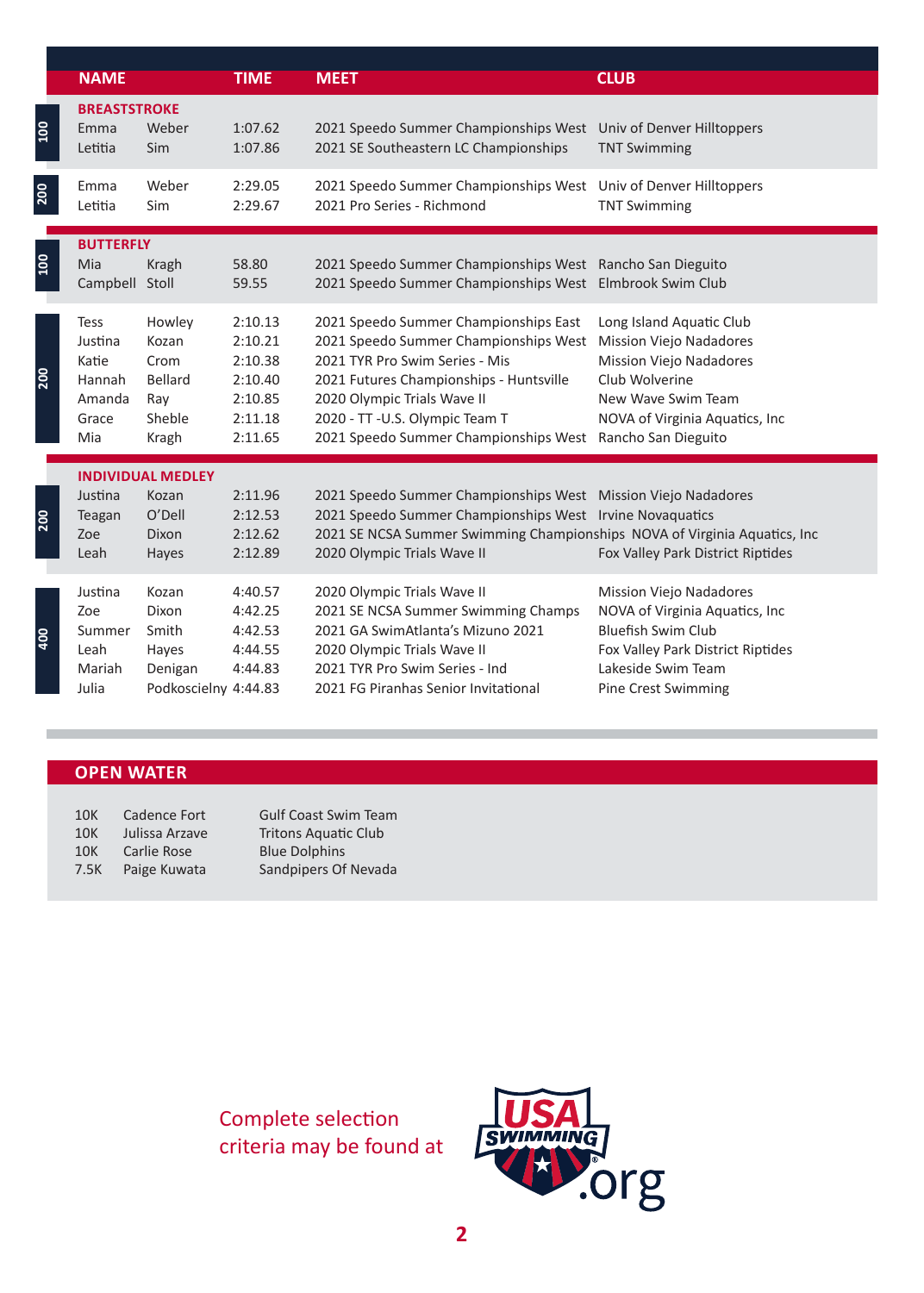| Distance | NAME | | TIME | MEET | CLUB |
|---|---|---|---|---|---|
| | **BREASTSTROKE** | | | | |
| 100 | Emma | Weber | 1:07.62 | 2021 Speedo Summer Championships West | Univ of Denver Hilltoppers |
| | Letitia | Sim | 1:07.86 | 2021 SE Southeastern LC Championships | TNT Swimming |
| 200 | Emma | Weber | 2:29.05 | 2021 Speedo Summer Championships West | Univ of Denver Hilltoppers |
| | Letitia | Sim | 2:29.67 | 2021 Pro Series - Richmond | TNT Swimming |
| | **BUTTERFLY** | | | | |
| 100 | Mia | Kragh | 58.80 | 2021 Speedo Summer Championships West | Rancho San Dieguito |
| | Campbell | Stoll | 59.55 | 2021 Speedo Summer Championships West | Elmbrook Swim Club |
| 200 | Tess | Howley | 2:10.13 | 2021 Speedo Summer Championships East | Long Island Aquatic Club |
| | Justina | Kozan | 2:10.21 | 2021 Speedo Summer Championships West | Mission Viejo Nadadores |
| | Katie | Crom | 2:10.38 | 2021 TYR Pro Swim Series - Mis | Mission Viejo Nadadores |
| | Hannah | Bellard | 2:10.40 | 2021 Futures Championships - Huntsville | Club Wolverine |
| | Amanda | Ray | 2:10.85 | 2020 Olympic Trials Wave II | New Wave Swim Team |
| | Grace | Sheble | 2:11.18 | 2020 - TT -U.S. Olympic Team T | NOVA of Virginia Aquatics, Inc |
| | Mia | Kragh | 2:11.65 | 2021 Speedo Summer Championships West | Rancho San Dieguito |
| | **INDIVIDUAL MEDLEY** | | | | |
| 200 | Justina | Kozan | 2:11.96 | 2021 Speedo Summer Championships West | Mission Viejo Nadadores |
| | Teagan | O'Dell | 2:12.53 | 2021 Speedo Summer Championships West | Irvine Novaquatics |
| | Zoe | Dixon | 2:12.62 | 2021 SE NCSA Summer Swimming Championships | NOVA of Virginia Aquatics, Inc |
| | Leah | Hayes | 2:12.89 | 2020 Olympic Trials Wave II | Fox Valley Park District Riptides |
| 400 | Justina | Kozan | 4:40.57 | 2020 Olympic Trials Wave II | Mission Viejo Nadadores |
| | Zoe | Dixon | 4:42.25 | 2021 SE NCSA Summer Swimming Champs | NOVA of Virginia Aquatics, Inc |
| | Summer | Smith | 4:42.53 | 2021 GA SwimAtlanta's Mizuno 2021 | Bluefish Swim Club |
| | Leah | Hayes | 4:44.55 | 2020 Olympic Trials Wave II | Fox Valley Park District Riptides |
| | Mariah | Denigan | 4:44.83 | 2021 TYR Pro Swim Series - Ind | Lakeside Swim Team |
| | Julia | Podkoscielny | 4:44.83 | 2021 FG Piranhas Senior Invitational | Pine Crest Swimming |

## OPEN WATER

| | | |
|---|---|---|
| 10K | Cadence Fort | Gulf Coast Swim Team |
| 10K | Julissa Arzave | Tritons Aquatic Club |
| 10K | Carlie Rose | Blue Dolphins |
| 7.5K | Paige Kuwata | Sandpipers Of Nevada |

Complete selection criteria may be found at USA SWIMMING.org